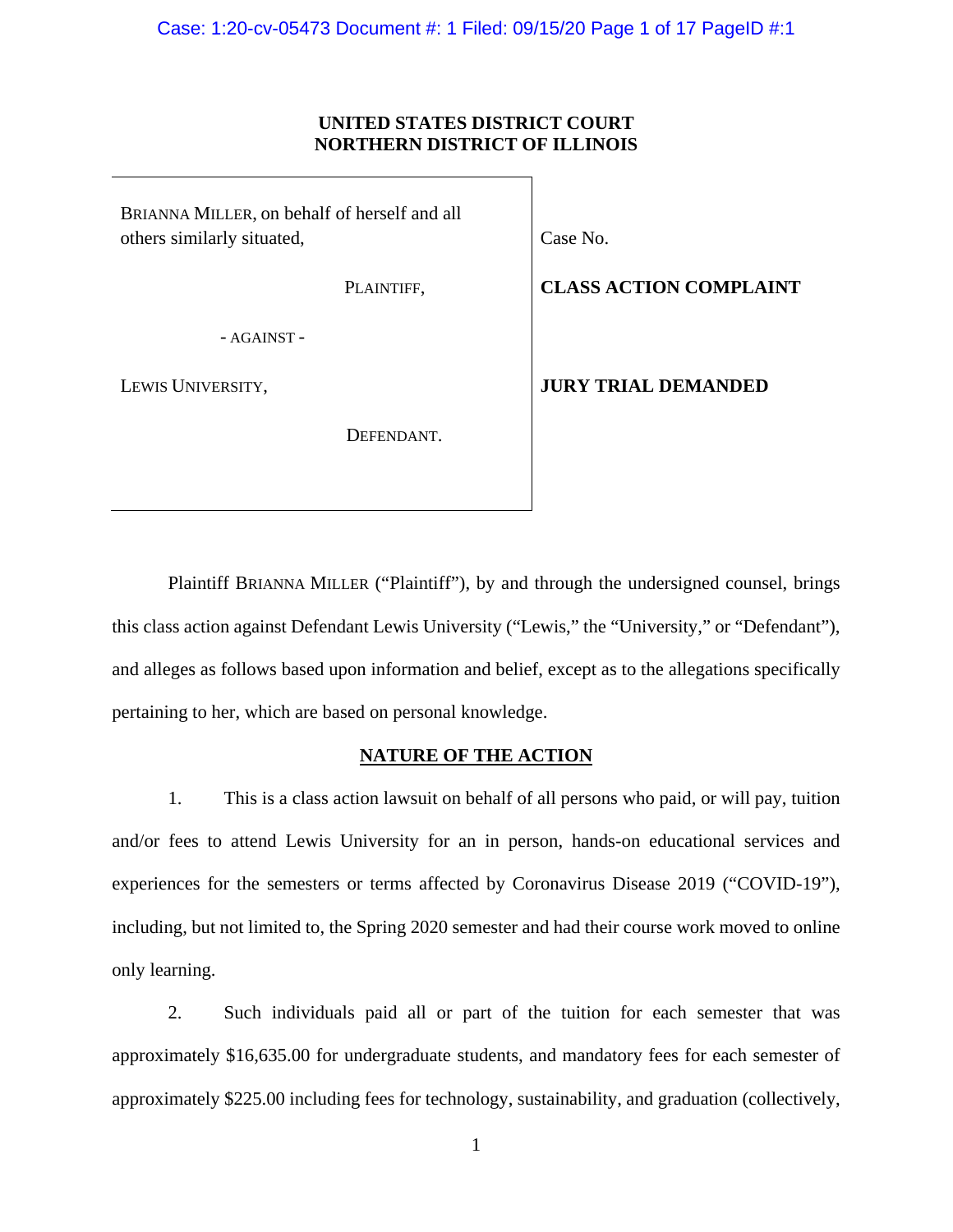**UNITED STATES DISTRICT COURT**
**NORTHERN DISTRICT OF ILLINOIS**

| | |
|---|---|
| BRIANNA MILLER, on behalf of herself and all others similarly situated, | Case No. |
| PLAINTIFF, | **CLASS ACTION COMPLAINT** |
| - AGAINST - | |
| LEWIS UNIVERSITY, | **JURY TRIAL DEMANDED** |
| DEFENDANT. | |

Plaintiff BRIANNA MILLER ("Plaintiff"), by and through the undersigned counsel, brings this class action against Defendant Lewis University ("Lewis," the "University," or "Defendant"), and alleges as follows based upon information and belief, except as to the allegations specifically pertaining to her, which are based on personal knowledge.

## NATURE OF THE ACTION

1. This is a class action lawsuit on behalf of all persons who paid, or will pay, tuition and/or fees to attend Lewis University for an in person, hands-on educational services and experiences for the semesters or terms affected by Coronavirus Disease 2019 ("COVID-19"), including, but not limited to, the Spring 2020 semester and had their course work moved to online only learning.

2. Such individuals paid all or part of the tuition for each semester that was approximately $16,635.00 for undergraduate students, and mandatory fees for each semester of approximately $225.00 including fees for technology, sustainability, and graduation (collectively,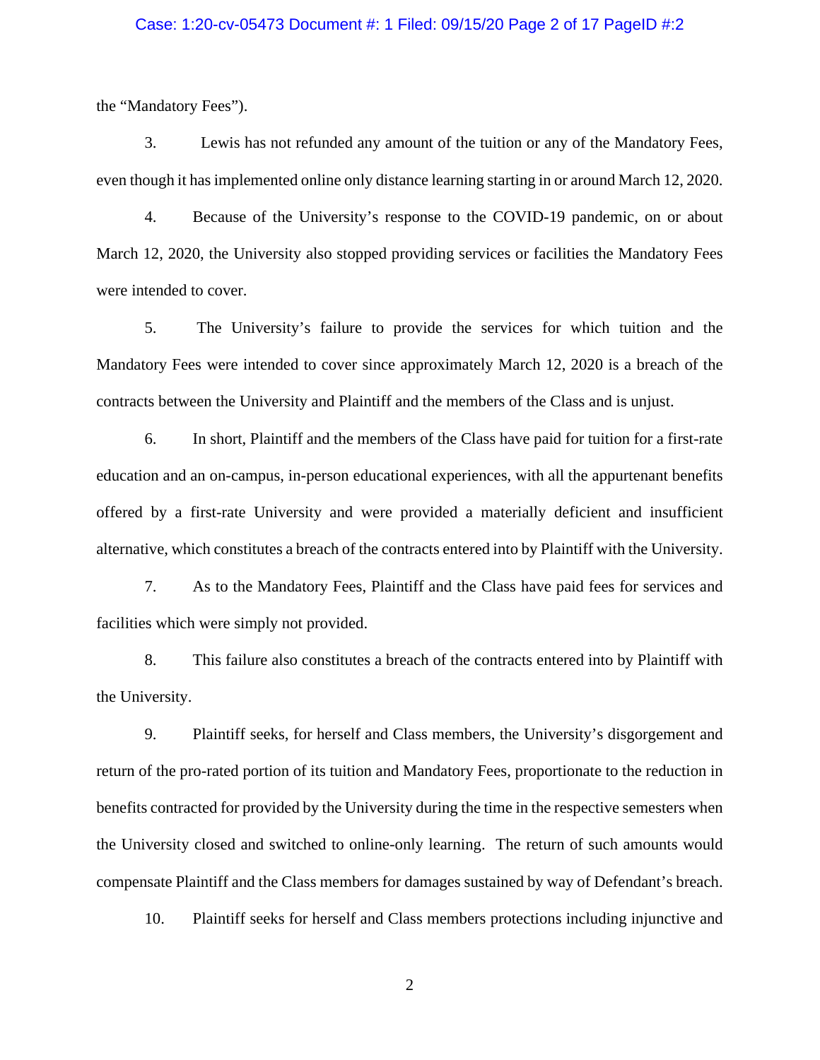the "Mandatory Fees").

3. Lewis has not refunded any amount of the tuition or any of the Mandatory Fees, even though it has implemented online only distance learning starting in or around March 12, 2020.

4. Because of the University's response to the COVID-19 pandemic, on or about March 12, 2020, the University also stopped providing services or facilities the Mandatory Fees were intended to cover.

5. The University's failure to provide the services for which tuition and the Mandatory Fees were intended to cover since approximately March 12, 2020 is a breach of the contracts between the University and Plaintiff and the members of the Class and is unjust.

6. In short, Plaintiff and the members of the Class have paid for tuition for a first-rate education and an on-campus, in-person educational experiences, with all the appurtenant benefits offered by a first-rate University and were provided a materially deficient and insufficient alternative, which constitutes a breach of the contracts entered into by Plaintiff with the University.

7. As to the Mandatory Fees, Plaintiff and the Class have paid fees for services and facilities which were simply not provided.

8. This failure also constitutes a breach of the contracts entered into by Plaintiff with the University.

9. Plaintiff seeks, for herself and Class members, the University's disgorgement and return of the pro-rated portion of its tuition and Mandatory Fees, proportionate to the reduction in benefits contracted for provided by the University during the time in the respective semesters when the University closed and switched to online-only learning. The return of such amounts would compensate Plaintiff and the Class members for damages sustained by way of Defendant's breach.

10. Plaintiff seeks for herself and Class members protections including injunctive and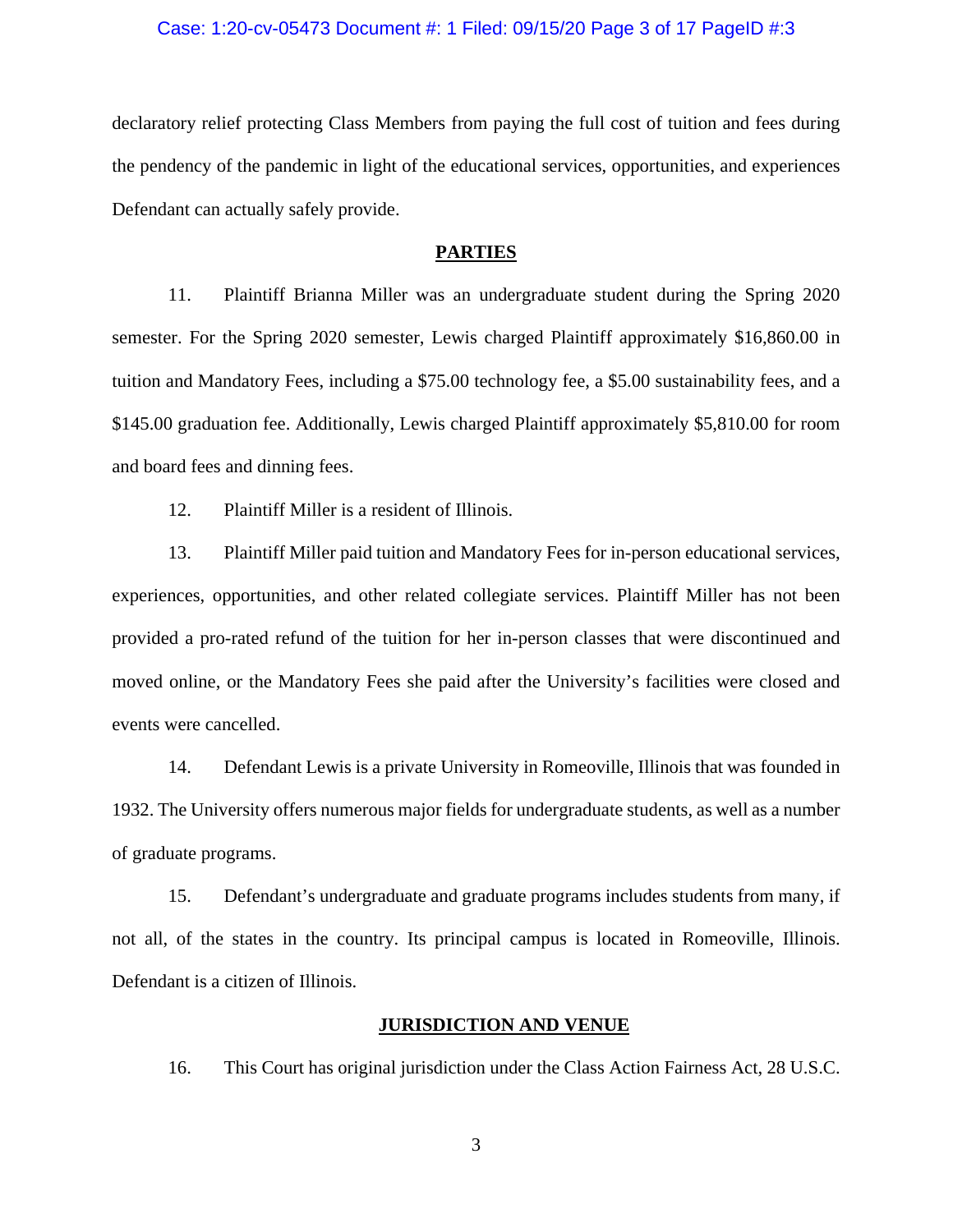declaratory relief protecting Class Members from paying the full cost of tuition and fees during the pendency of the pandemic in light of the educational services, opportunities, and experiences Defendant can actually safely provide.

**PARTIES**

11. Plaintiff Brianna Miller was an undergraduate student during the Spring 2020 semester. For the Spring 2020 semester, Lewis charged Plaintiff approximately $16,860.00 in tuition and Mandatory Fees, including a $75.00 technology fee, a $5.00 sustainability fees, and a $145.00 graduation fee. Additionally, Lewis charged Plaintiff approximately $5,810.00 for room and board fees and dinning fees.

12. Plaintiff Miller is a resident of Illinois.

13. Plaintiff Miller paid tuition and Mandatory Fees for in-person educational services, experiences, opportunities, and other related collegiate services. Plaintiff Miller has not been provided a pro-rated refund of the tuition for her in-person classes that were discontinued and moved online, or the Mandatory Fees she paid after the University's facilities were closed and events were cancelled.

14. Defendant Lewis is a private University in Romeoville, Illinois that was founded in 1932. The University offers numerous major fields for undergraduate students, as well as a number of graduate programs.

15. Defendant's undergraduate and graduate programs includes students from many, if not all, of the states in the country. Its principal campus is located in Romeoville, Illinois. Defendant is a citizen of Illinois.

**JURISDICTION AND VENUE**

16. This Court has original jurisdiction under the Class Action Fairness Act, 28 U.S.C.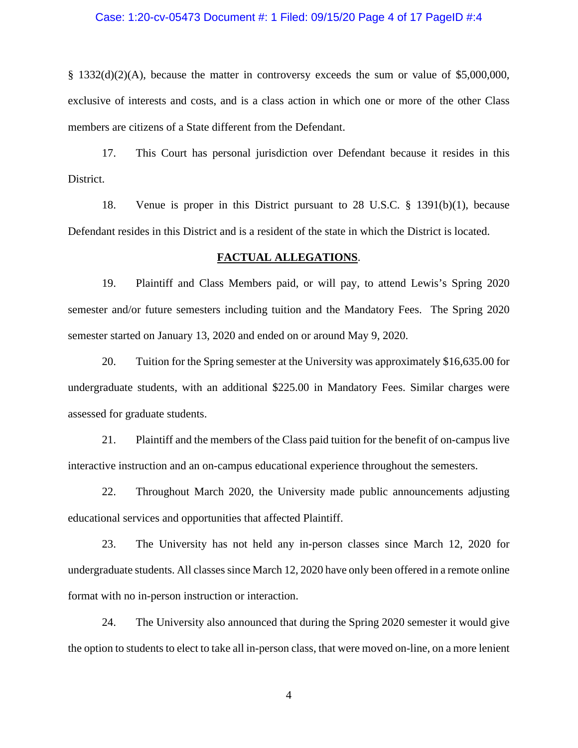§ 1332(d)(2)(A), because the matter in controversy exceeds the sum or value of $5,000,000, exclusive of interests and costs, and is a class action in which one or more of the other Class members are citizens of a State different from the Defendant.

17. This Court has personal jurisdiction over Defendant because it resides in this District.

18. Venue is proper in this District pursuant to 28 U.S.C. § 1391(b)(1), because Defendant resides in this District and is a resident of the state in which the District is located.

## FACTUAL ALLEGATIONS.

19. Plaintiff and Class Members paid, or will pay, to attend Lewis's Spring 2020 semester and/or future semesters including tuition and the Mandatory Fees. The Spring 2020 semester started on January 13, 2020 and ended on or around May 9, 2020.

20. Tuition for the Spring semester at the University was approximately $16,635.00 for undergraduate students, with an additional $225.00 in Mandatory Fees. Similar charges were assessed for graduate students.

21. Plaintiff and the members of the Class paid tuition for the benefit of on-campus live interactive instruction and an on-campus educational experience throughout the semesters.

22. Throughout March 2020, the University made public announcements adjusting educational services and opportunities that affected Plaintiff.

23. The University has not held any in-person classes since March 12, 2020 for undergraduate students. All classes since March 12, 2020 have only been offered in a remote online format with no in-person instruction or interaction.

24. The University also announced that during the Spring 2020 semester it would give the option to students to elect to take all in-person class, that were moved on-line, on a more lenient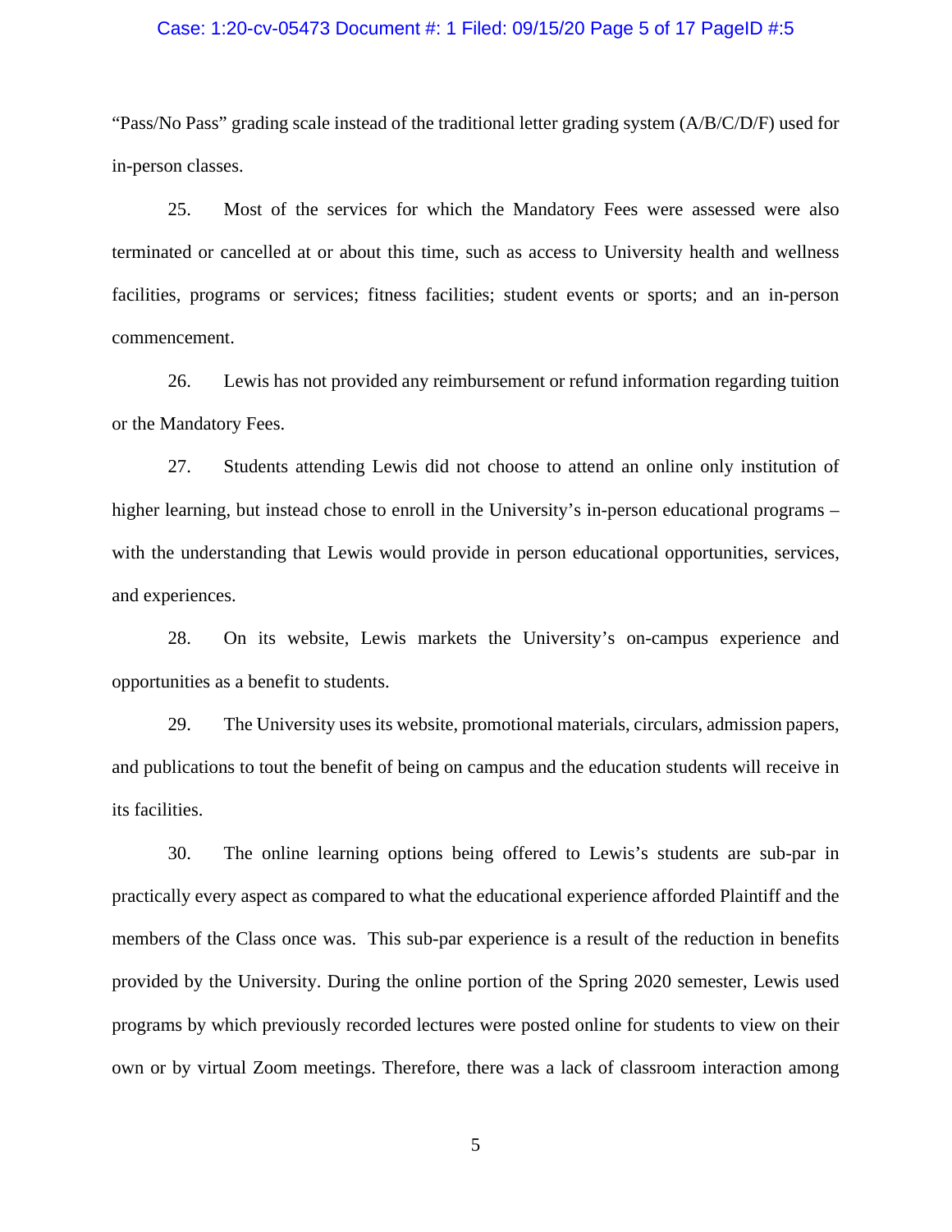"Pass/No Pass" grading scale instead of the traditional letter grading system (A/B/C/D/F) used for in-person classes.

25. Most of the services for which the Mandatory Fees were assessed were also terminated or cancelled at or about this time, such as access to University health and wellness facilities, programs or services; fitness facilities; student events or sports; and an in-person commencement.

26. Lewis has not provided any reimbursement or refund information regarding tuition or the Mandatory Fees.

27. Students attending Lewis did not choose to attend an online only institution of higher learning, but instead chose to enroll in the University's in-person educational programs – with the understanding that Lewis would provide in person educational opportunities, services, and experiences.

28. On its website, Lewis markets the University's on-campus experience and opportunities as a benefit to students.

29. The University uses its website, promotional materials, circulars, admission papers, and publications to tout the benefit of being on campus and the education students will receive in its facilities.

30. The online learning options being offered to Lewis's students are sub-par in practically every aspect as compared to what the educational experience afforded Plaintiff and the members of the Class once was. This sub-par experience is a result of the reduction in benefits provided by the University. During the online portion of the Spring 2020 semester, Lewis used programs by which previously recorded lectures were posted online for students to view on their own or by virtual Zoom meetings. Therefore, there was a lack of classroom interaction among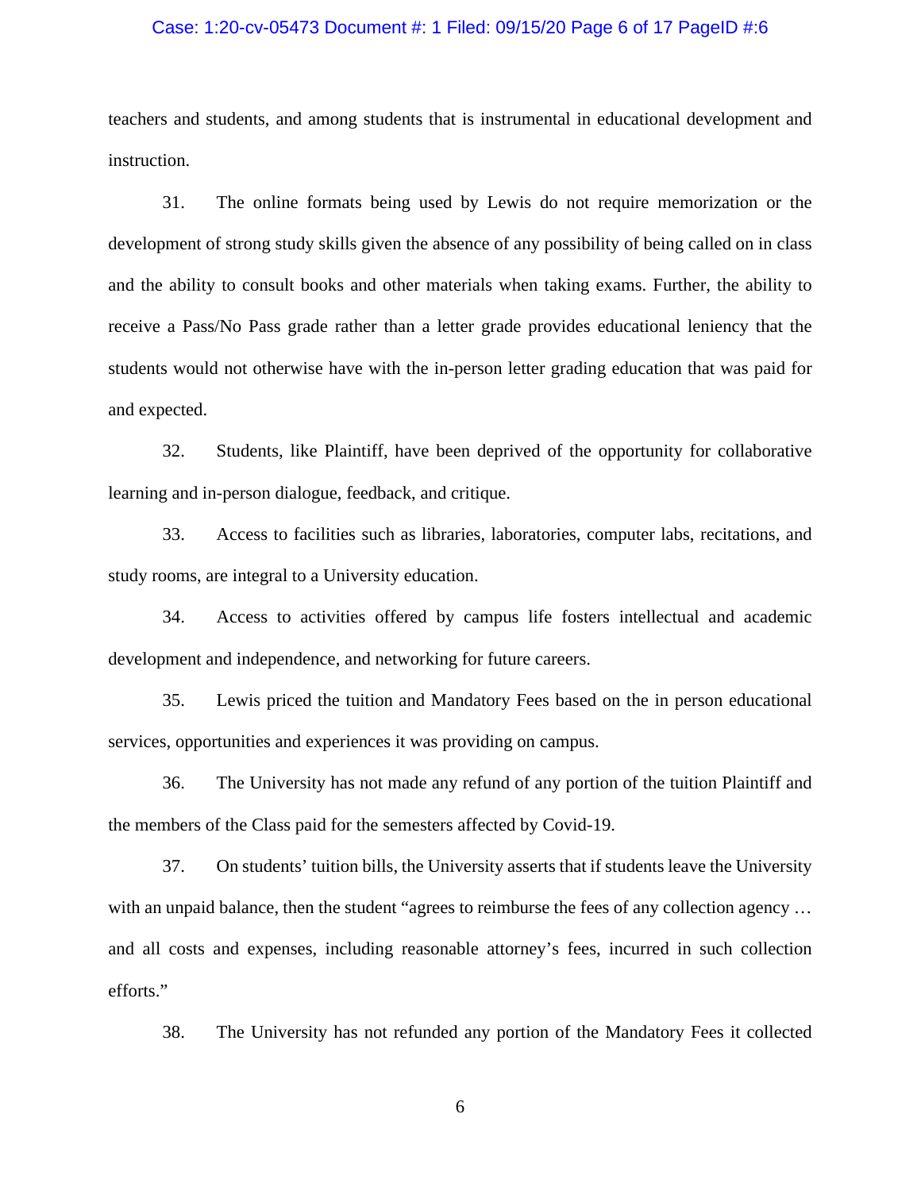teachers and students, and among students that is instrumental in educational development and instruction.

31. The online formats being used by Lewis do not require memorization or the development of strong study skills given the absence of any possibility of being called on in class and the ability to consult books and other materials when taking exams. Further, the ability to receive a Pass/No Pass grade rather than a letter grade provides educational leniency that the students would not otherwise have with the in-person letter grading education that was paid for and expected.

32. Students, like Plaintiff, have been deprived of the opportunity for collaborative learning and in-person dialogue, feedback, and critique.

33. Access to facilities such as libraries, laboratories, computer labs, recitations, and study rooms, are integral to a University education.

34. Access to activities offered by campus life fosters intellectual and academic development and independence, and networking for future careers.

35. Lewis priced the tuition and Mandatory Fees based on the in person educational services, opportunities and experiences it was providing on campus.

36. The University has not made any refund of any portion of the tuition Plaintiff and the members of the Class paid for the semesters affected by Covid-19.

37. On students' tuition bills, the University asserts that if students leave the University with an unpaid balance, then the student "agrees to reimburse the fees of any collection agency … and all costs and expenses, including reasonable attorney's fees, incurred in such collection efforts."

38. The University has not refunded any portion of the Mandatory Fees it collected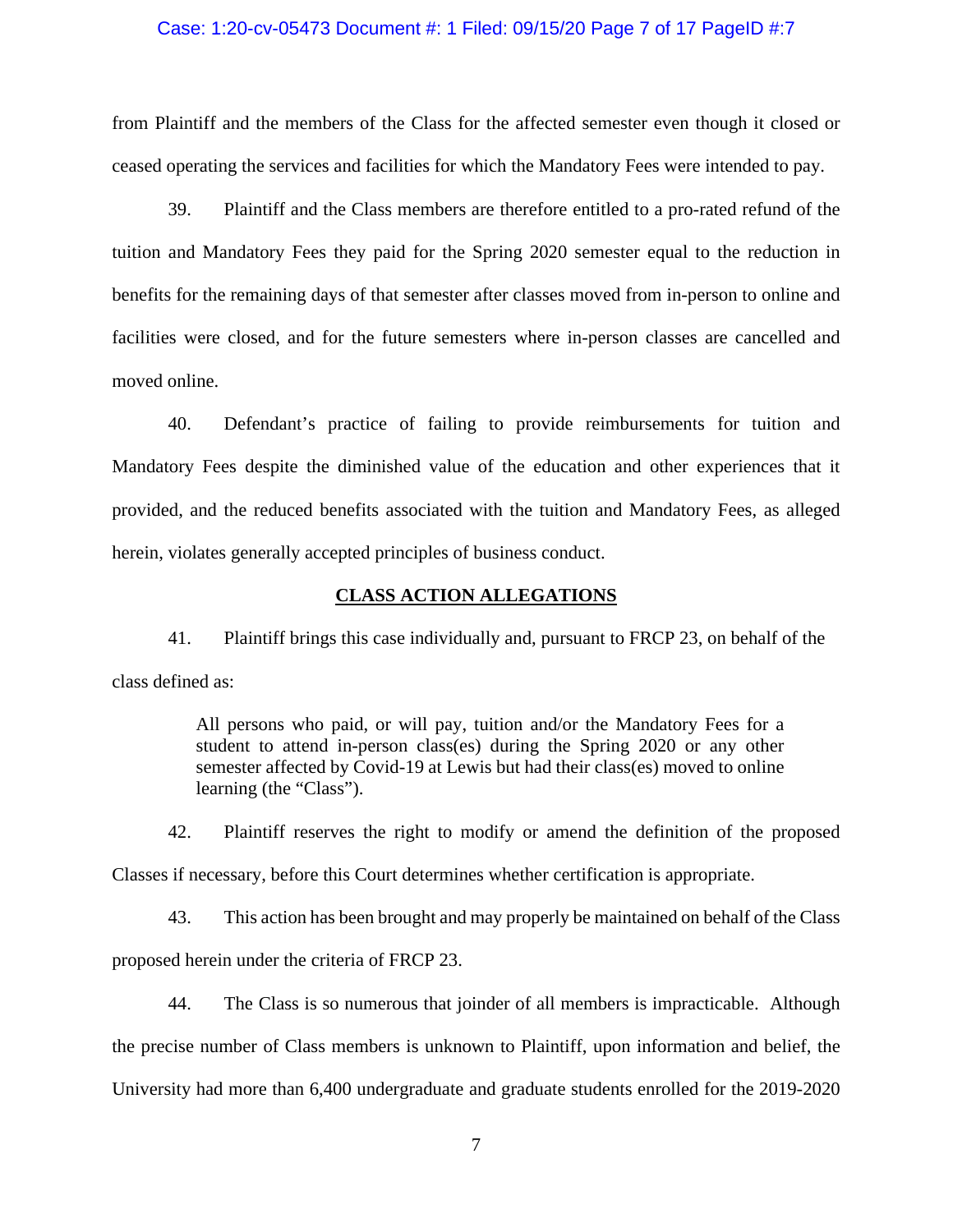from Plaintiff and the members of the Class for the affected semester even though it closed or ceased operating the services and facilities for which the Mandatory Fees were intended to pay.

39. Plaintiff and the Class members are therefore entitled to a pro-rated refund of the tuition and Mandatory Fees they paid for the Spring 2020 semester equal to the reduction in benefits for the remaining days of that semester after classes moved from in-person to online and facilities were closed, and for the future semesters where in-person classes are cancelled and moved online.

40. Defendant's practice of failing to provide reimbursements for tuition and Mandatory Fees despite the diminished value of the education and other experiences that it provided, and the reduced benefits associated with the tuition and Mandatory Fees, as alleged herein, violates generally accepted principles of business conduct.

## CLASS ACTION ALLEGATIONS

41. Plaintiff brings this case individually and, pursuant to FRCP 23, on behalf of the class defined as:

> All persons who paid, or will pay, tuition and/or the Mandatory Fees for a student to attend in-person class(es) during the Spring 2020 or any other semester affected by Covid-19 at Lewis but had their class(es) moved to online learning (the "Class").

42. Plaintiff reserves the right to modify or amend the definition of the proposed Classes if necessary, before this Court determines whether certification is appropriate.

43. This action has been brought and may properly be maintained on behalf of the Class proposed herein under the criteria of FRCP 23.

44. The Class is so numerous that joinder of all members is impracticable. Although the precise number of Class members is unknown to Plaintiff, upon information and belief, the University had more than 6,400 undergraduate and graduate students enrolled for the 2019-2020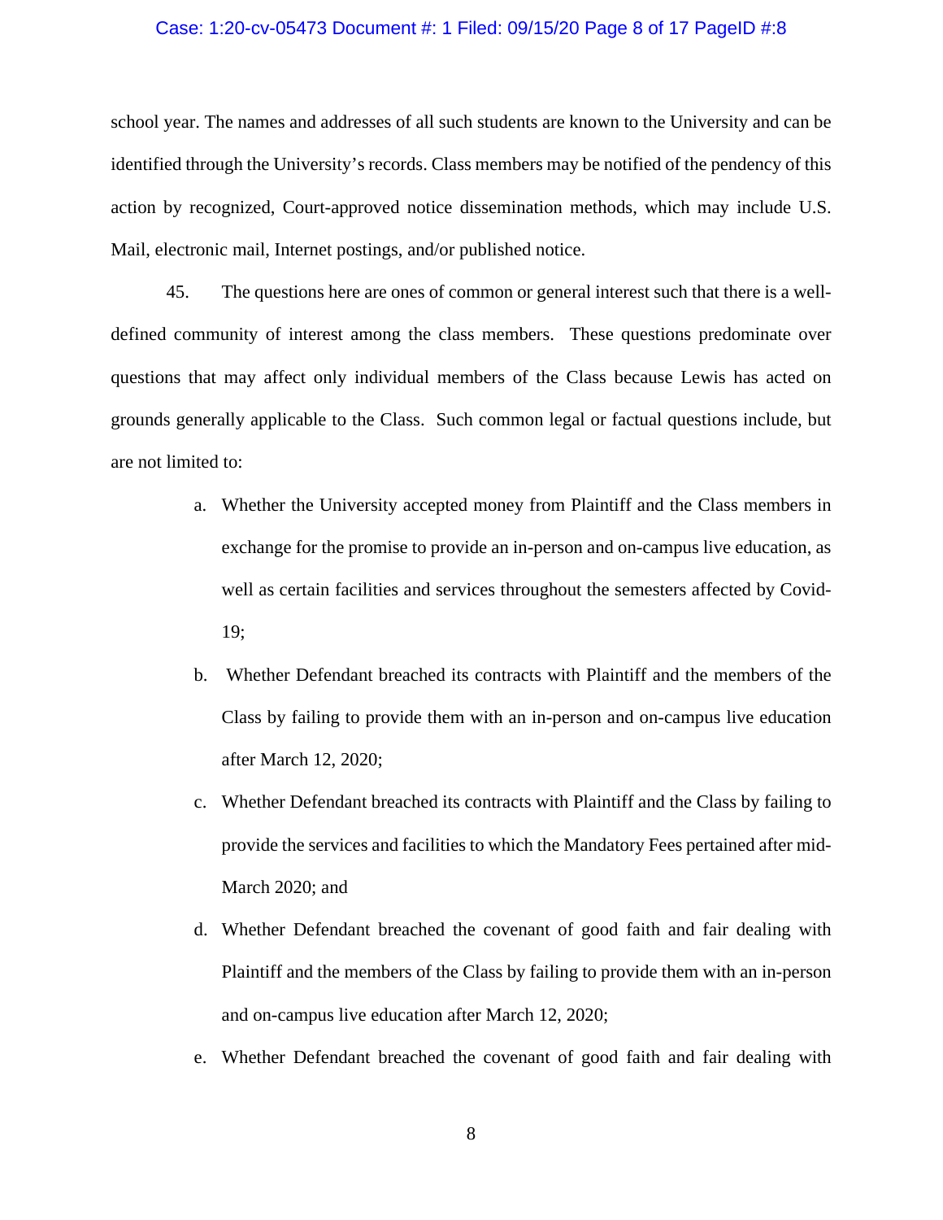school year. The names and addresses of all such students are known to the University and can be identified through the University's records. Class members may be notified of the pendency of this action by recognized, Court-approved notice dissemination methods, which may include U.S. Mail, electronic mail, Internet postings, and/or published notice.

45. The questions here are ones of common or general interest such that there is a well-defined community of interest among the class members. These questions predominate over questions that may affect only individual members of the Class because Lewis has acted on grounds generally applicable to the Class. Such common legal or factual questions include, but are not limited to:

a. Whether the University accepted money from Plaintiff and the Class members in exchange for the promise to provide an in-person and on-campus live education, as well as certain facilities and services throughout the semesters affected by Covid-19;

b. Whether Defendant breached its contracts with Plaintiff and the members of the Class by failing to provide them with an in-person and on-campus live education after March 12, 2020;

c. Whether Defendant breached its contracts with Plaintiff and the Class by failing to provide the services and facilities to which the Mandatory Fees pertained after mid-March 2020; and

d. Whether Defendant breached the covenant of good faith and fair dealing with Plaintiff and the members of the Class by failing to provide them with an in-person and on-campus live education after March 12, 2020;

e. Whether Defendant breached the covenant of good faith and fair dealing with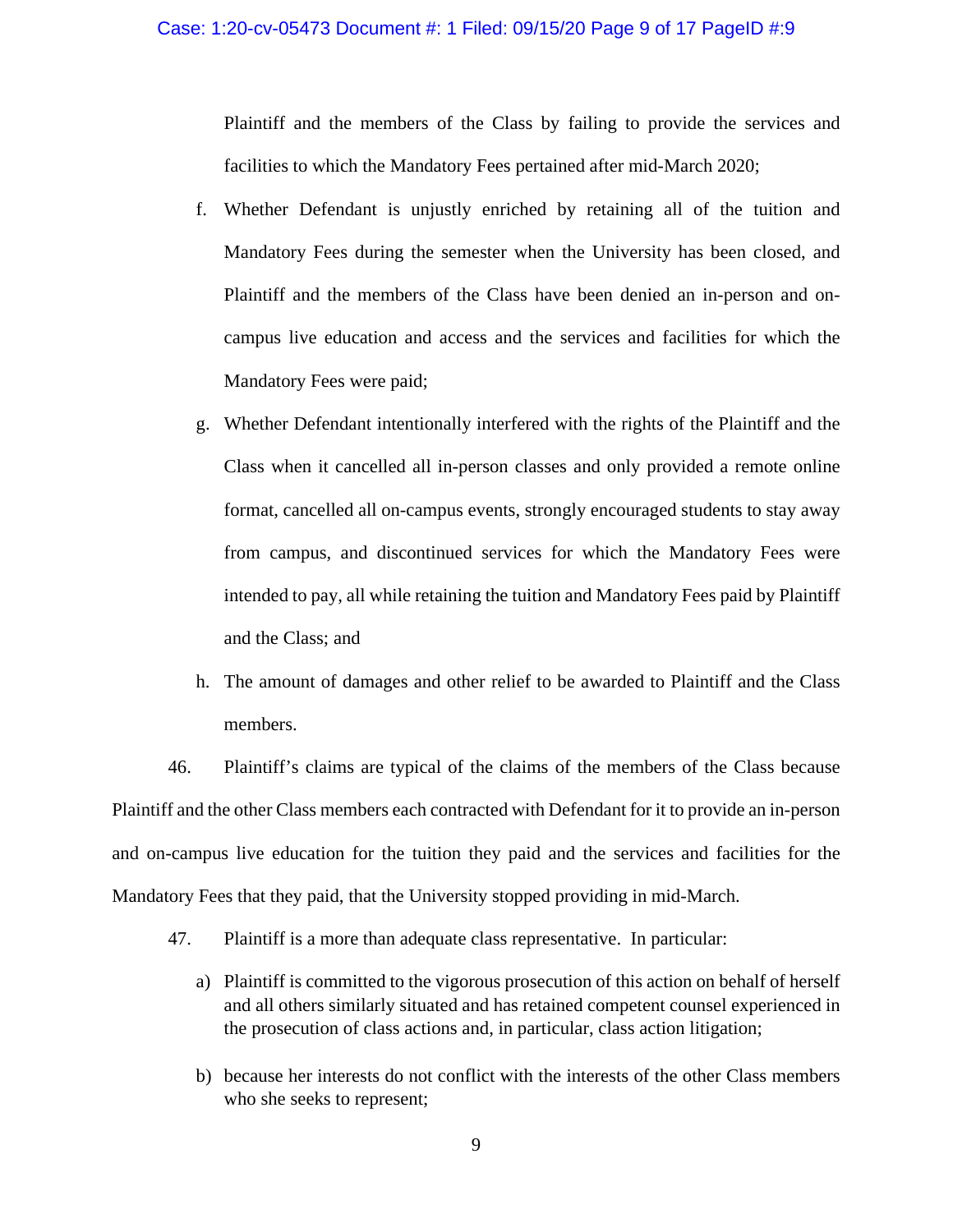Plaintiff and the members of the Class by failing to provide the services and facilities to which the Mandatory Fees pertained after mid-March 2020;

f. Whether Defendant is unjustly enriched by retaining all of the tuition and Mandatory Fees during the semester when the University has been closed, and Plaintiff and the members of the Class have been denied an in-person and on-campus live education and access and the services and facilities for which the Mandatory Fees were paid;

g. Whether Defendant intentionally interfered with the rights of the Plaintiff and the Class when it cancelled all in-person classes and only provided a remote online format, cancelled all on-campus events, strongly encouraged students to stay away from campus, and discontinued services for which the Mandatory Fees were intended to pay, all while retaining the tuition and Mandatory Fees paid by Plaintiff and the Class; and

h. The amount of damages and other relief to be awarded to Plaintiff and the Class members.

46. Plaintiff's claims are typical of the claims of the members of the Class because Plaintiff and the other Class members each contracted with Defendant for it to provide an in-person and on-campus live education for the tuition they paid and the services and facilities for the Mandatory Fees that they paid, that the University stopped providing in mid-March.

47. Plaintiff is a more than adequate class representative. In particular:

a) Plaintiff is committed to the vigorous prosecution of this action on behalf of herself and all others similarly situated and has retained competent counsel experienced in the prosecution of class actions and, in particular, class action litigation;

b) because her interests do not conflict with the interests of the other Class members who she seeks to represent;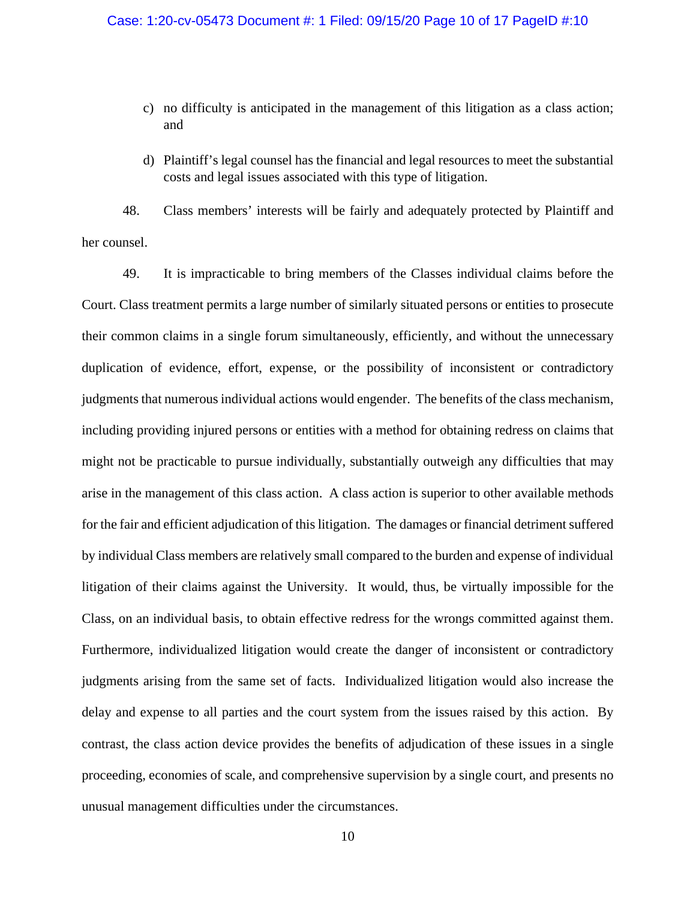c) no difficulty is anticipated in the management of this litigation as a class action; and

d) Plaintiff's legal counsel has the financial and legal resources to meet the substantial costs and legal issues associated with this type of litigation.

48. Class members' interests will be fairly and adequately protected by Plaintiff and her counsel.

49. It is impracticable to bring members of the Classes individual claims before the Court. Class treatment permits a large number of similarly situated persons or entities to prosecute their common claims in a single forum simultaneously, efficiently, and without the unnecessary duplication of evidence, effort, expense, or the possibility of inconsistent or contradictory judgments that numerous individual actions would engender. The benefits of the class mechanism, including providing injured persons or entities with a method for obtaining redress on claims that might not be practicable to pursue individually, substantially outweigh any difficulties that may arise in the management of this class action. A class action is superior to other available methods for the fair and efficient adjudication of this litigation. The damages or financial detriment suffered by individual Class members are relatively small compared to the burden and expense of individual litigation of their claims against the University. It would, thus, be virtually impossible for the Class, on an individual basis, to obtain effective redress for the wrongs committed against them. Furthermore, individualized litigation would create the danger of inconsistent or contradictory judgments arising from the same set of facts. Individualized litigation would also increase the delay and expense to all parties and the court system from the issues raised by this action. By contrast, the class action device provides the benefits of adjudication of these issues in a single proceeding, economies of scale, and comprehensive supervision by a single court, and presents no unusual management difficulties under the circumstances.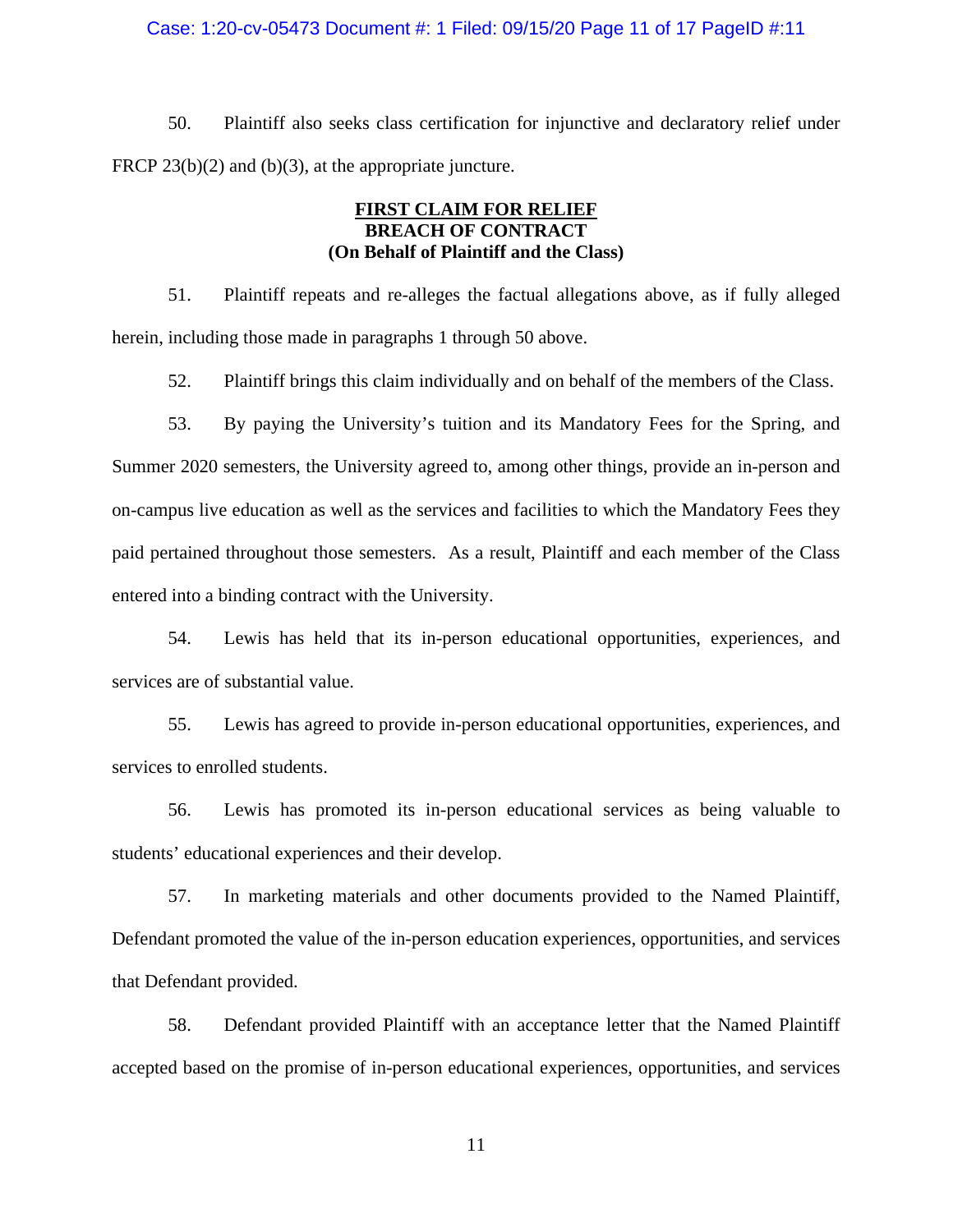50. Plaintiff also seeks class certification for injunctive and declaratory relief under FRCP 23(b)(2) and (b)(3), at the appropriate juncture.

**FIRST CLAIM FOR RELIEF**
**BREACH OF CONTRACT**
**(On Behalf of Plaintiff and the Class)**

51. Plaintiff repeats and re-alleges the factual allegations above, as if fully alleged herein, including those made in paragraphs 1 through 50 above.

52. Plaintiff brings this claim individually and on behalf of the members of the Class.

53. By paying the University's tuition and its Mandatory Fees for the Spring, and Summer 2020 semesters, the University agreed to, among other things, provide an in-person and on-campus live education as well as the services and facilities to which the Mandatory Fees they paid pertained throughout those semesters. As a result, Plaintiff and each member of the Class entered into a binding contract with the University.

54. Lewis has held that its in-person educational opportunities, experiences, and services are of substantial value.

55. Lewis has agreed to provide in-person educational opportunities, experiences, and services to enrolled students.

56. Lewis has promoted its in-person educational services as being valuable to students' educational experiences and their develop.

57. In marketing materials and other documents provided to the Named Plaintiff, Defendant promoted the value of the in-person education experiences, opportunities, and services that Defendant provided.

58. Defendant provided Plaintiff with an acceptance letter that the Named Plaintiff accepted based on the promise of in-person educational experiences, opportunities, and services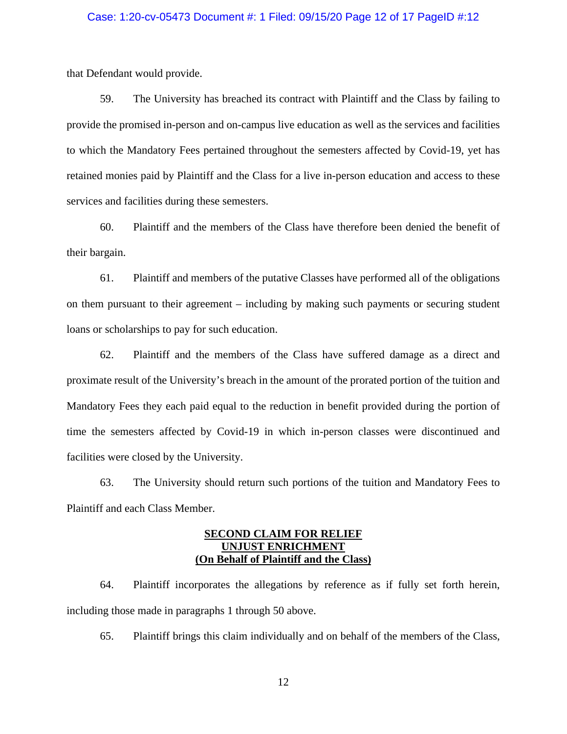that Defendant would provide.

59. The University has breached its contract with Plaintiff and the Class by failing to provide the promised in-person and on-campus live education as well as the services and facilities to which the Mandatory Fees pertained throughout the semesters affected by Covid-19, yet has retained monies paid by Plaintiff and the Class for a live in-person education and access to these services and facilities during these semesters.

60. Plaintiff and the members of the Class have therefore been denied the benefit of their bargain.

61. Plaintiff and members of the putative Classes have performed all of the obligations on them pursuant to their agreement – including by making such payments or securing student loans or scholarships to pay for such education.

62. Plaintiff and the members of the Class have suffered damage as a direct and proximate result of the University's breach in the amount of the prorated portion of the tuition and Mandatory Fees they each paid equal to the reduction in benefit provided during the portion of time the semesters affected by Covid-19 in which in-person classes were discontinued and facilities were closed by the University.

63. The University should return such portions of the tuition and Mandatory Fees to Plaintiff and each Class Member.

**SECOND CLAIM FOR RELIEF**
**UNJUST ENRICHMENT**
**(On Behalf of Plaintiff and the Class)**

64. Plaintiff incorporates the allegations by reference as if fully set forth herein, including those made in paragraphs 1 through 50 above.

65. Plaintiff brings this claim individually and on behalf of the members of the Class,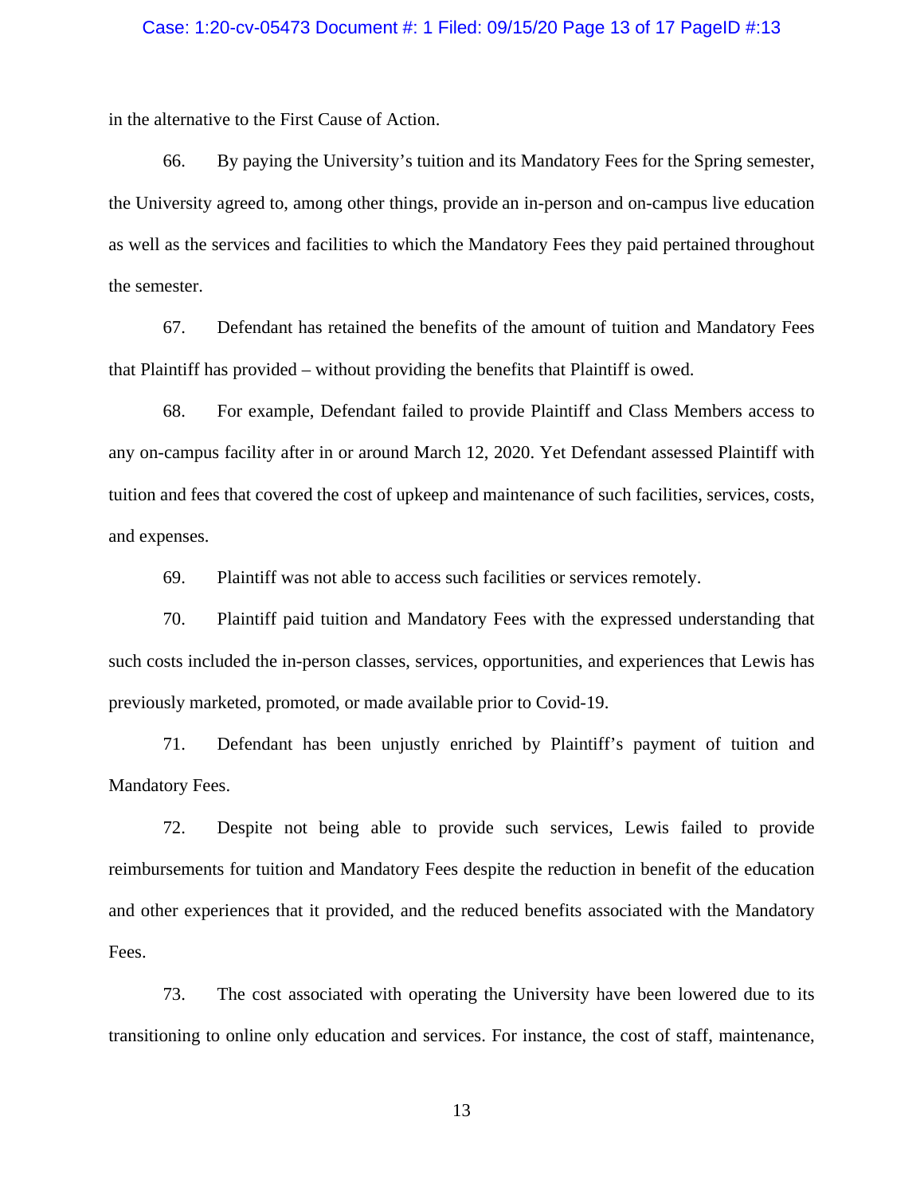in the alternative to the First Cause of Action.

66. By paying the University's tuition and its Mandatory Fees for the Spring semester, the University agreed to, among other things, provide an in-person and on-campus live education as well as the services and facilities to which the Mandatory Fees they paid pertained throughout the semester.

67. Defendant has retained the benefits of the amount of tuition and Mandatory Fees that Plaintiff has provided – without providing the benefits that Plaintiff is owed.

68. For example, Defendant failed to provide Plaintiff and Class Members access to any on-campus facility after in or around March 12, 2020. Yet Defendant assessed Plaintiff with tuition and fees that covered the cost of upkeep and maintenance of such facilities, services, costs, and expenses.

69. Plaintiff was not able to access such facilities or services remotely.

70. Plaintiff paid tuition and Mandatory Fees with the expressed understanding that such costs included the in-person classes, services, opportunities, and experiences that Lewis has previously marketed, promoted, or made available prior to Covid-19.

71. Defendant has been unjustly enriched by Plaintiff's payment of tuition and Mandatory Fees.

72. Despite not being able to provide such services, Lewis failed to provide reimbursements for tuition and Mandatory Fees despite the reduction in benefit of the education and other experiences that it provided, and the reduced benefits associated with the Mandatory Fees.

73. The cost associated with operating the University have been lowered due to its transitioning to online only education and services. For instance, the cost of staff, maintenance,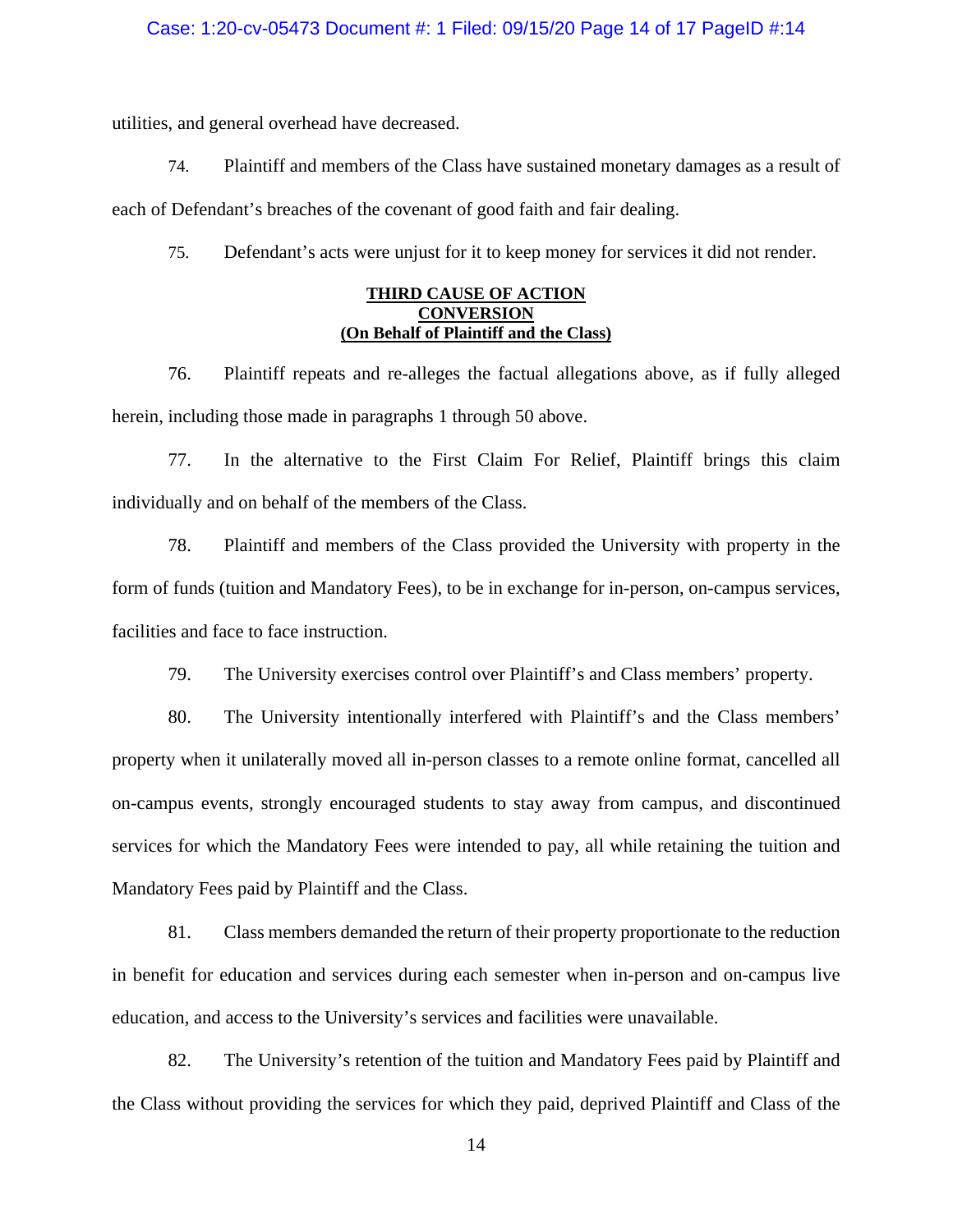utilities, and general overhead have decreased.

74. Plaintiff and members of the Class have sustained monetary damages as a result of each of Defendant's breaches of the covenant of good faith and fair dealing.

75. Defendant's acts were unjust for it to keep money for services it did not render.

**THIRD CAUSE OF ACTION**
**CONVERSION**
**(On Behalf of Plaintiff and the Class)**

76. Plaintiff repeats and re-alleges the factual allegations above, as if fully alleged herein, including those made in paragraphs 1 through 50 above.

77. In the alternative to the First Claim For Relief, Plaintiff brings this claim individually and on behalf of the members of the Class.

78. Plaintiff and members of the Class provided the University with property in the form of funds (tuition and Mandatory Fees), to be in exchange for in-person, on-campus services, facilities and face to face instruction.

79. The University exercises control over Plaintiff's and Class members' property.

80. The University intentionally interfered with Plaintiff's and the Class members' property when it unilaterally moved all in-person classes to a remote online format, cancelled all on-campus events, strongly encouraged students to stay away from campus, and discontinued services for which the Mandatory Fees were intended to pay, all while retaining the tuition and Mandatory Fees paid by Plaintiff and the Class.

81. Class members demanded the return of their property proportionate to the reduction in benefit for education and services during each semester when in-person and on-campus live education, and access to the University's services and facilities were unavailable.

82. The University's retention of the tuition and Mandatory Fees paid by Plaintiff and the Class without providing the services for which they paid, deprived Plaintiff and Class of the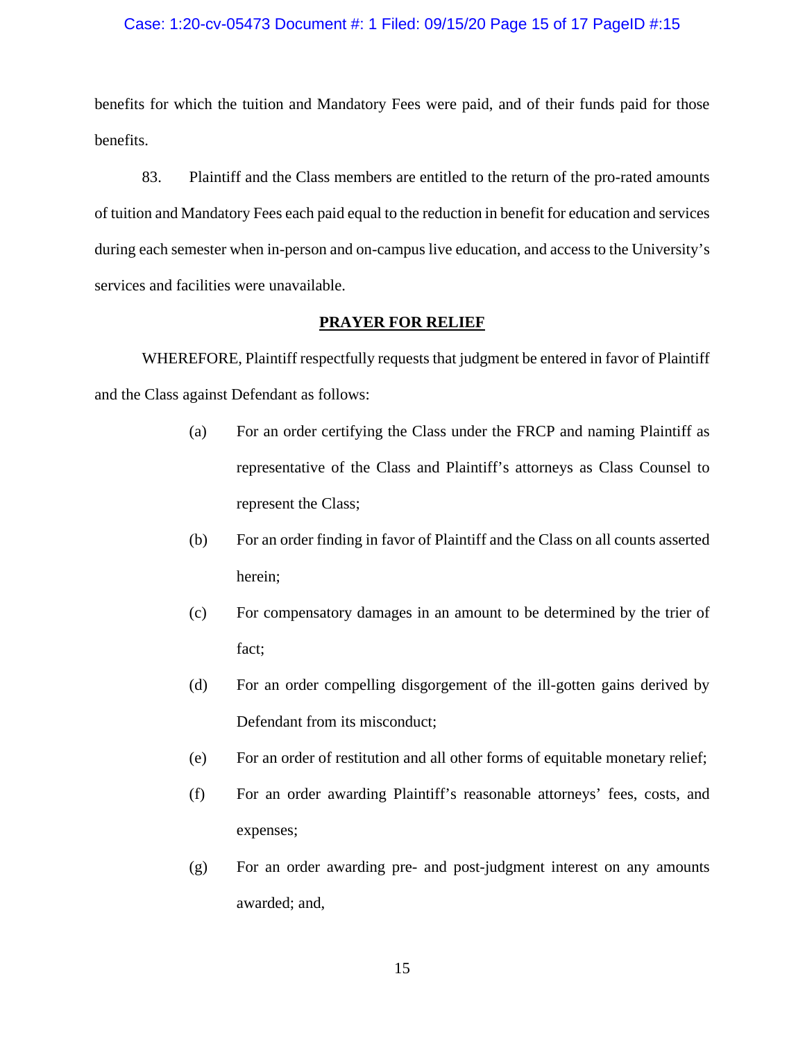benefits for which the tuition and Mandatory Fees were paid, and of their funds paid for those benefits.

83. Plaintiff and the Class members are entitled to the return of the pro-rated amounts of tuition and Mandatory Fees each paid equal to the reduction in benefit for education and services during each semester when in-person and on-campus live education, and access to the University's services and facilities were unavailable.

## **PRAYER FOR RELIEF**

WHEREFORE, Plaintiff respectfully requests that judgment be entered in favor of Plaintiff and the Class against Defendant as follows:

(a) For an order certifying the Class under the FRCP and naming Plaintiff as representative of the Class and Plaintiff's attorneys as Class Counsel to represent the Class;

(b) For an order finding in favor of Plaintiff and the Class on all counts asserted herein;

(c) For compensatory damages in an amount to be determined by the trier of fact;

(d) For an order compelling disgorgement of the ill-gotten gains derived by Defendant from its misconduct;

(e) For an order of restitution and all other forms of equitable monetary relief;

(f) For an order awarding Plaintiff's reasonable attorneys' fees, costs, and expenses;

(g) For an order awarding pre- and post-judgment interest on any amounts awarded; and,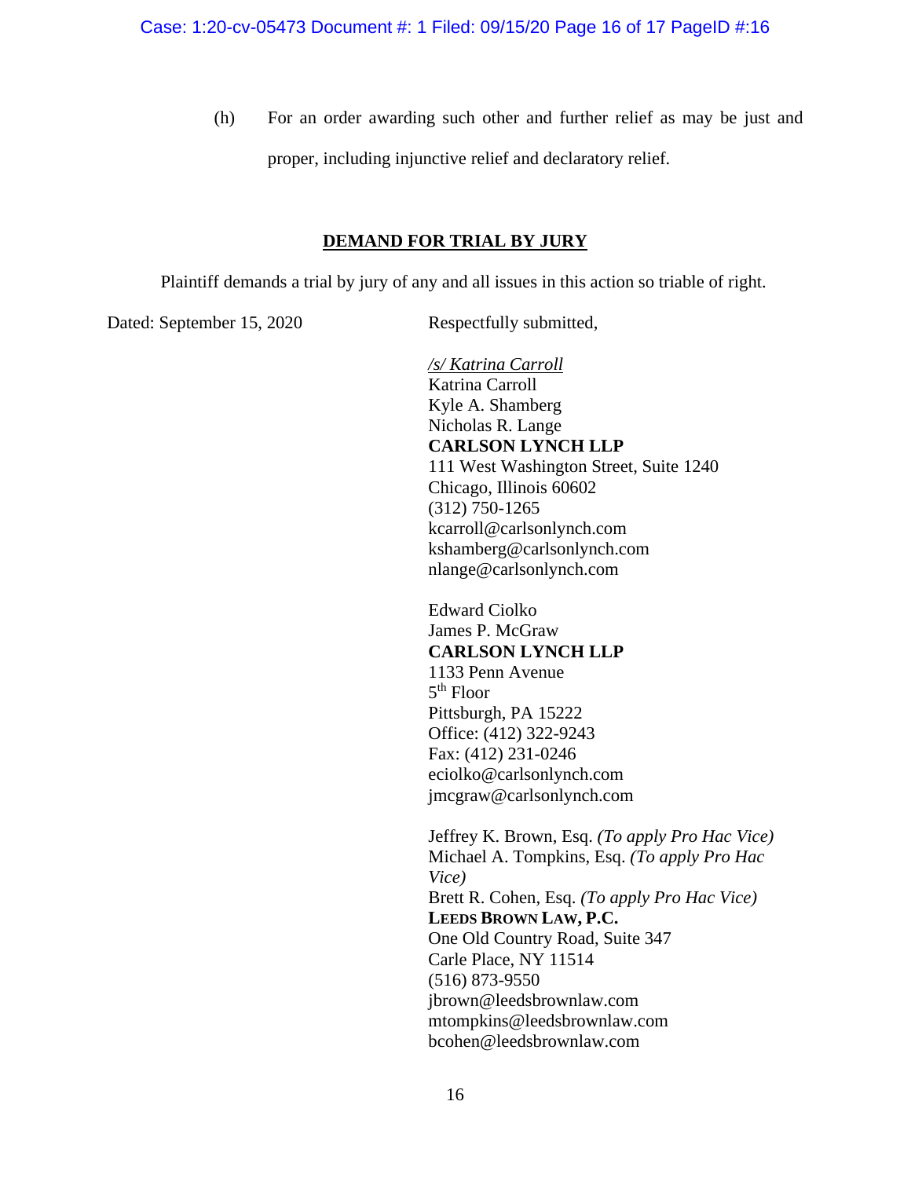(h) For an order awarding such other and further relief as may be just and proper, including injunctive relief and declaratory relief.

## DEMAND FOR TRIAL BY JURY

Plaintiff demands a trial by jury of any and all issues in this action so triable of right.

Dated: September 15, 2020

Respectfully submitted,

*/s/ Katrina Carroll*
Katrina Carroll
Kyle A. Shamberg
Nicholas R. Lange
**CARLSON LYNCH LLP**
111 West Washington Street, Suite 1240
Chicago, Illinois 60602
(312) 750-1265
kcarroll@carlsonlynch.com
kshamberg@carlsonlynch.com
nlange@carlsonlynch.com

Edward Ciolko
James P. McGraw
**CARLSON LYNCH LLP**
1133 Penn Avenue
5th Floor
Pittsburgh, PA 15222
Office: (412) 322-9243
Fax: (412) 231-0246
eciolko@carlsonlynch.com
jmcgraw@carlsonlynch.com

Jeffrey K. Brown, Esq. *(To apply Pro Hac Vice)*
Michael A. Tompkins, Esq. *(To apply Pro Hac Vice)*
Brett R. Cohen, Esq. *(To apply Pro Hac Vice)*
**LEEDS BROWN LAW, P.C.**
One Old Country Road, Suite 347
Carle Place, NY 11514
(516) 873-9550
jbrown@leedsbrownlaw.com
mtompkins@leedsbrownlaw.com
bcohen@leedsbrownlaw.com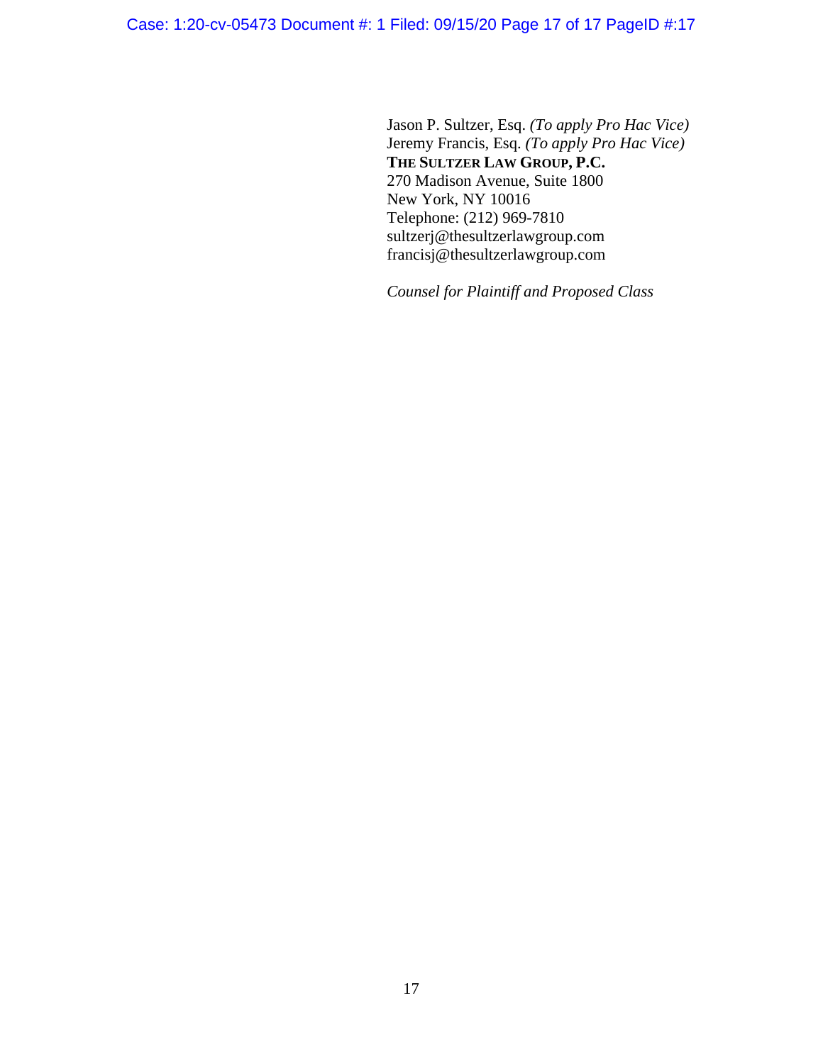Jason P. Sultzer, Esq. *(To apply Pro Hac Vice)*
Jeremy Francis, Esq. *(To apply Pro Hac Vice)*
**THE SULTZER LAW GROUP, P.C.**
270 Madison Avenue, Suite 1800
New York, NY 10016
Telephone: (212) 969-7810
sultzerj@thesultzerlawgroup.com
francisj@thesultzerlawgroup.com

*Counsel for Plaintiff and Proposed Class*